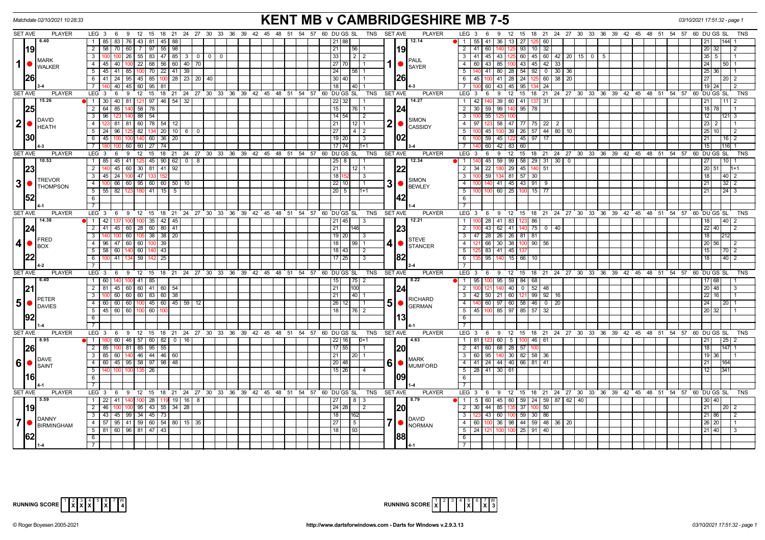Matchdate 02/10/2021 10:28:33

# KENT MB v CAMBRIDGESHIRE MB 7-5

03/10/2021 17:51:32 - page 1

## Match 1: Mark Walker (19 / 26, 6.40, 3-4) v Paul Sayer (19 / 26, 12.14, 4-3)

| LEG | Mark Walker scores | DU | GS | SL | TNS | Paul Sayer scores | DU | GS | SL | TNS |
|---|---|---|---|---|---|---|---|---|---|---|
| 1 | 85 83 76 43 81 45 88 | 21 | 88 | | | 55 41 36 13 27 125 60 | 21 | | 144 | 1 |
| 2 | 58 70 60 7 97 55 98 | 21 | | 56 | | 41 60 140 125 93 10 32 | 20 | 32 | | 2 |
| 3 | 100 100 26 55 83 47 85 3 0 0 0 | 33 | | 2 | 2 | 41 45 43 125 60 45 60 42 20 15 0 5 | 35 | 5 | | 1 |
| 4 | 45 40 100 22 68 56 60 40 70 | 27 | 70 | | 1 | 60 43 85 100 43 45 42 33 | 24 | | 50 | 1 |
| 5 | 45 41 85 100 70 22 41 39 | 24 | | 58 | 1 | 140 41 80 28 54 92 0 30 36 | 25 | 36 | | 1 |
| 6 | 41 24 95 45 85 100 28 23 20 40 | 30 | 40 | | 1 | 45 100 41 28 24 125 60 38 20 | 27 | | 20 | 2 |
| 7 | 140 40 45 60 95 81 | 18 | | 40 | 1 | 100 60 43 45 95 134 24 | 19 | 24 | | 2 |

## Match 2: David Heath (25 / 30, 15.26, 4-3) v Simon Cassidy (24 / 02, 14.27, 3-4)

| LEG | David Heath scores | DU | GS | SL | TNS | Simon Cassidy scores | DU | GS | SL | TNS |
|---|---|---|---|---|---|---|---|---|---|---|
| 1 | 30 40 81 121 97 46 54 32 | 22 | 32 | | 1 | 42 140 39 60 41 137 31 | 21 | | 11 | 2 |
| 2 | 64 85 140 58 78 | 15 | | 76 | 1 | 30 59 99 140 95 78 | 18 | 78 | | 1 |
| 3 | 96 123 140 88 54 | 14 | 54 | | 2 | 100 55 125 100 | 12 | | 121 | 3 |
| 4 | 123 81 81 60 78 54 12 | 21 | | 12 | 1 | 97 123 58 47 77 75 22 2 | 23 | 2 | | 1 |
| 5 | 24 96 125 82 134 20 10 6 0 | 27 | | 4 | 2 | 100 45 100 39 26 57 44 80 10 | 25 | 10 | | 2 |
| 6 | 45 100 100 140 60 36 20 | 19 | 20 | | 3 | 100 59 45 122 45 97 17 | 21 | | 16 | 2 |
| 7 | 180 100 60 60 27 74 | 17 | 74 | | 1+1 | 140 60 42 83 60 | 15 | | 116 | 1 |

## Match 3: Trevor Thompson (23 / 52, 10.53, 4-1) v Simon Bewley (22 / 42, 12.34, 1-4)

| LEG | Trevor Thompson scores | DU | GS | SL | TNS | Simon Bewley scores | DU | GS | SL | TNS |
|---|---|---|---|---|---|---|---|---|---|---|
| 1 | 85 45 41 125 45 90 62 0 8 | 25 | 8 | | 1 | 140 45 59 99 58 29 31 30 0 | 27 | | 10 | 1 |
| 2 | 140 45 60 30 81 41 92 | 21 | | 12 | 1 | 34 22 180 29 45 140 51 | 20 | 51 | | 1+1 |
| 3 | 45 24 100 47 133 152 | 18 | 152 | | 3 | 100 59 134 81 57 30 | 18 | | 40 | 2 |
| 4 | 100 66 60 95 60 60 50 10 | 22 | 10 | | 1 | 100 140 41 45 43 91 9 | 21 | | 32 | 2 |
| 5 | 55 82 123 180 41 15 5 | 20 | 5 | | 1+1 | 100 100 60 25 100 15 77 | 21 | | 24 | 3 |

## Match 4: Fred Box (24 / 22, 14.38, 4-2) v Steve Stancer (23 / 82, 12.21, 2-4)

| LEG | Fred Box scores | DU | GS | SL | TNS | Steve Stancer scores | DU | GS | SL | TNS |
|---|---|---|---|---|---|---|---|---|---|---|
| 1 | 42 137 100 100 35 42 45 | 21 | 45 | | 3 | 100 28 41 83 123 86 | 18 | | 40 | 2 |
| 2 | 41 45 60 28 60 80 41 | 21 | | 146 | | 100 43 62 41 140 75 0 40 | 22 | 40 | | 2 |
| 3 | 140 100 60 105 38 38 20 | 19 | 20 | | 3 | 47 28 26 26 81 81 | 18 | | 212 | |
| 4 | 96 47 60 60 100 39 | 18 | | 99 | 1 | 121 66 30 38 100 90 56 | 20 | 56 | | 2 |
| 5 | 58 60 140 60 140 43 | 18 | 43 | | 2 | 125 83 41 45 137 | 15 | | 70 | 2 |
| 6 | 100 41 134 59 142 25 | 17 | 25 | | 3 | 135 95 140 15 66 10 | 18 | | 40 | 2 |

## Match 5: Peter Davies (21 / 92, 6.40, 1-4) v Richard German (24 / 13, 8.22, 4-1)

| LEG | Peter Davies scores | DU | GS | SL | TNS | Richard German scores | DU | GS | SL | TNS |
|---|---|---|---|---|---|---|---|---|---|---|
| 1 | 60 140 100 41 85 | 15 | | 75 | 2 | 95 100 95 59 84 68 | 17 | 68 | | 1 |
| 2 | 81 45 60 60 41 60 54 | 21 | | 100 | | 100 121 140 40 0 52 48 | 20 | 48 | | 3 |
| 3 | 100 60 60 60 83 60 38 | 21 | | 40 | 1 | 42 50 21 60 121 99 92 16 | 22 | 16 | | 1 |
| 4 | 60 60 60 100 45 60 45 59 12 | 26 | 12 | | 1 | 140 60 97 60 58 46 0 20 | 24 | | 20 | 1 |
| 5 | 45 60 60 100 60 100 | 18 | | 76 | 2 | 45 100 85 97 85 57 32 | 20 | 32 | | 1 |

## Match 6: Dave Saint (26 / 16, 8.95, 4-1) v Mark Mumford (20 / 09, 4.63, 1-4)

| LEG | Dave Saint scores | DU | GS | SL | TNS | Mark Mumford scores | DU | GS | SL | TNS |
|---|---|---|---|---|---|---|---|---|---|---|
| 1 | 180 60 46 57 60 82 0 16 | 22 | 16 | | 0+1 | 81 123 60 5 100 46 61 | 21 | | 25 | 2 |
| 2 | 85 100 81 85 95 55 | 17 | 55 | | 1 | 41 60 68 28 57 100 | 18 | | 147 | 1 |
| 3 | 85 60 140 46 44 46 60 | 21 | | 20 | 1 | 60 95 140 30 82 58 36 | 19 | 36 | | 1 |
| 4 | 60 45 95 58 97 98 48 | 20 | 48 | | | 41 24 44 40 66 81 41 | 21 | | 164 | |
| 5 | 140 100 100 135 26 | 15 | 26 | | 4 | 28 41 30 61 | 12 | | 341 | |

## Match 7: Danny Birmingham (19 / 62, 5.59, 1-4) v David Norman (20 / 88, 8.79, 4-1)

| LEG | Danny Birmingham scores | DU | GS | SL | TNS | David Norman scores | DU | GS | SL | TNS |
|---|---|---|---|---|---|---|---|---|---|---|
| 1 | 22 41 140 100 28 119 19 16 8 | 27 | | 8 | 3 | 5 60 45 60 59 24 59 87 62 40 | 30 | 40 | | |
| 2 | 46 100 100 95 43 55 34 28 | 24 | 28 | | 2 | 30 44 85 135 37 100 50 | 21 | | 20 | 2 |
| 3 | 43 45 99 34 45 73 | 18 | | 162 | | 123 43 60 100 59 30 86 | 21 | 86 | | 2 |
| 4 | 57 95 41 59 60 54 80 15 35 | 27 | | 5 | | 60 100 36 98 44 59 48 36 20 | 26 | 20 | | 1 |
| 5 | 81 60 96 81 47 43 | 18 | | 93 | | 24 121 100 100 25 91 40 | 21 | 40 | | 3 |

| RUNNING SCORE | 1 | 2 | 3 | 4 | 5 | 6 | 7 | W |
|---|---|---|---|---|---|---|---|---|
| Kent MB | | X | X | X | | X | | 4 |
| Cambridgeshire MB | X | | | | X | | X | 3 |

© Roger Boyesen 2005-2021 http://www.dartsforwindows.com - Darts for Windows v.2.9.3.13 03/10/2021 17:51:32 - page 1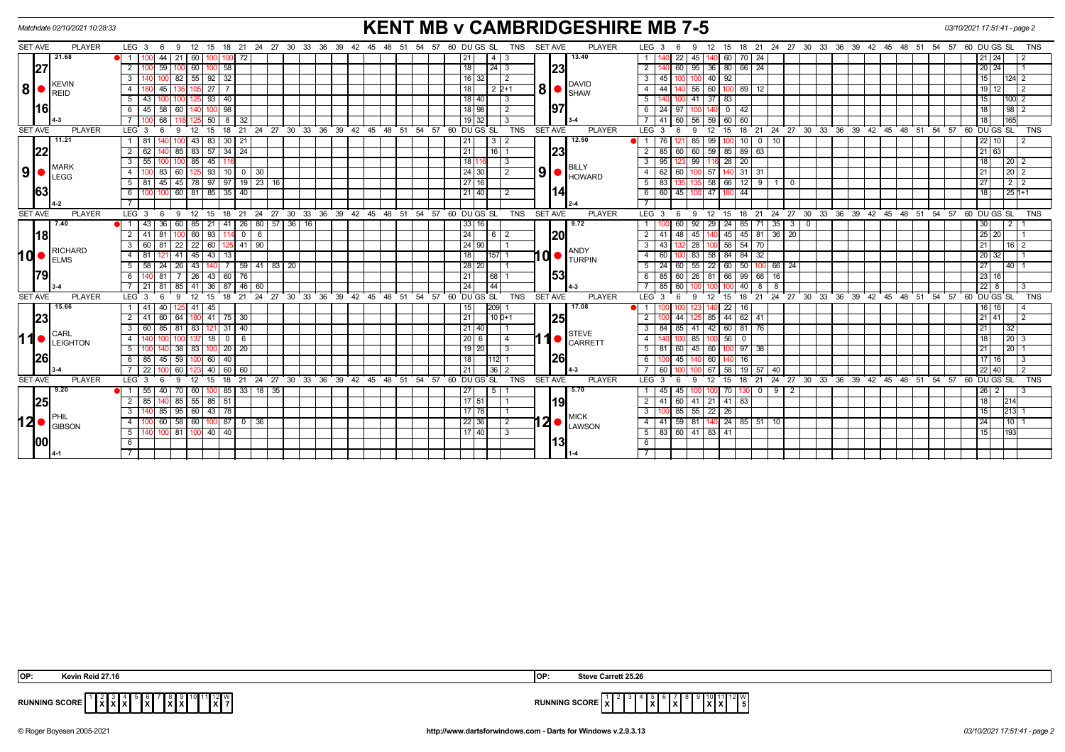Matchdate 02/10/2021 10:28:33

# KENT MB v CAMBRIDGESHIRE MB 7-5

03/10/2021 17:51:41 - page 2

| SET AVE | PLAYER | LEG | Scores | DU | GS | SL | TNS | SET AVE | PLAYER | LEG | Scores | DU | GS | SL | TNS |
|---|---|---|---|---|---|---|---|---|---|---|---|---|---|---|---|
| 21.68 / 27 / 16 / 4-3 | 8 KEVIN REID | 1 | 100 44 21 60 100 100 72 | 21 | | 4 | 3 | 13.40 / 23 / 97 / 3-4 | 8 DAVID SHAW | 1 | 140 22 45 140 60 70 24 | 21 | 24 | | 2 |
| | | 2 | 100 59 100 60 100 58 | 18 | | 24 | 3 | | | 2 | 140 60 95 36 80 66 24 | 20 | 24 | | 1 |
| | | 3 | 140 100 82 55 92 32 | 16 | 32 | | 2 | | | 3 | 45 100 100 40 92 | 15 | | 124 | 2 |
| | | 4 | 180 45 135 105 27 7 | 18 | | 2 | 2+1 | | | 4 | 44 140 56 60 100 89 12 | 19 | 12 | | 2 |
| | | 5 | 43 100 100 125 93 40 | 18 | 40 | | 3 | | | 5 | 140 100 41 37 83 | 15 | | 100 | 2 |
| | | 6 | 45 58 60 140 100 98 | 18 | 98 | | 2 | | | 6 | 24 97 100 140 0 42 | 18 | | 98 | 2 |
| | | 7 | 100 68 118 125 50 8 32 | 19 | 32 | | 3 | | | 7 | 41 60 56 59 60 60 | 18 | | 165 | |
| 11.21 / 22 / 63 / 4-2 | 9 MARK LEGG | 1 | 81 140 100 43 83 30 21 | 21 | | 3 | 2 | 12.50 / 23 / 14 / 2-4 | 9 BILLY HOWARD | 1 | 76 121 85 99 100 10 0 10 | 22 | 10 | | 2 |
| | | 2 | 62 140 85 83 57 34 24 | 21 | | 16 | 1 | | | 2 | 85 60 60 59 85 89 63 | 21 | 63 | | |
| | | 3 | 55 100 100 85 45 116 | 18 | 116 | | 3 | | | 3 | 95 123 99 116 28 20 | 18 | | 20 | 2 |
| | | 4 | 100 83 60 125 93 10 0 30 | 24 | 30 | | 2 | | | 4 | 62 60 100 57 140 31 31 | 21 | | 20 | 2 |
| | | 5 | 81 45 45 78 97 97 19 23 16 | 27 | 16 | | | | | 5 | 83 135 135 58 66 12 9 1 0 | 27 | | 2 | 2 |
| | | 6 | 100 100 60 81 85 35 40 | 21 | 40 | | 2 | | | 6 | 60 45 100 47 180 44 | 18 | | 25 | 1+1 |
| 7.40 / 18 / 79 / 3-4 | 10 RICHARD ELMS | 1 | 43 36 60 85 21 41 26 80 57 36 16 | 33 | 16 | | | 9.72 / 20 / 53 / 4-3 | 10 ANDY TURPIN | 1 | 100 60 92 29 24 85 71 35 3 0 | 30 | | 2 | 1 |
| | | 2 | 41 81 100 60 93 114 0 6 | 24 | | 6 | 2 | | | 2 | 41 48 45 140 45 45 81 36 20 | 25 | 20 | | 1 |
| | | 3 | 60 81 22 22 60 125 41 90 | 24 | 90 | | 1 | | | 3 | 43 132 28 100 58 54 70 | 21 | | 16 | 2 |
| | | 4 | 81 121 41 45 43 13 | 18 | | 157 | 1 | | | 4 | 60 100 83 58 84 84 32 | 20 | 32 | | 1 |
| | | 5 | 58 24 26 43 140 7 59 41 83 20 | 28 | 20 | | 1 | | | 5 | 24 60 55 22 60 50 100 66 24 | 27 | | 40 | 1 |
| | | 6 | 140 81 7 26 43 60 76 | 21 | | 68 | 1 | | | 6 | 85 60 26 81 66 99 68 16 | 23 | 16 | | |
| | | 7 | 21 81 85 41 36 87 46 60 | 24 | | 44 | | | | 7 | 85 60 100 100 100 40 8 8 | 22 | 8 | | 3 |
| 15.66 / 23 / 26 / 3-4 | 11 CARL LEIGHTON | 1 | 41 40 125 41 45 | 15 | | 209 | 1 | 17.08 / 25 / 26 / 4-3 | 11 STEVE CARRETT | 1 | 100 100 123 140 22 16 | 16 | 16 | | 4 |
| | | 2 | 41 60 64 180 41 75 30 | 21 | | 10 | 0+1 | | | 2 | 100 44 125 85 44 62 41 | 21 | 41 | | 2 |
| | | 3 | 60 85 81 83 121 31 40 | 21 | 40 | | 1 | | | 3 | 84 85 41 42 60 81 76 | 21 | | 32 | |
| | | 4 | 140 100 100 137 18 0 6 | 20 | 6 | | 4 | | | 4 | 140 100 85 100 56 0 | 18 | | 20 | 3 |
| | | 5 | 100 140 38 83 100 20 20 | 19 | 20 | | 3 | | | 5 | 81 60 45 60 100 97 38 | 21 | | 20 | 1 |
| | | 6 | 85 45 59 100 60 40 | 18 | | 112 | 1 | | | 6 | 100 45 140 60 140 16 | 17 | 16 | | 3 |
| | | 7 | 22 100 60 123 40 60 60 | 21 | | 36 | 2 | | | 7 | 60 100 100 67 58 19 57 40 | 22 | 40 | | 2 |
| 9.20 / 25 / 00 / 4-1 | 12 PHIL GIBSON | 1 | 55 40 70 60 100 85 33 18 35 | 27 | | 5 | 1 | 5.70 / 19 / 13 / 1-4 | 12 MICK LAWSON | 1 | 45 45 100 100 70 130 0 9 2 | 26 | 2 | | 3 |
| | | 2 | 85 140 85 55 85 51 | 17 | 51 | | 1 | | | 2 | 41 60 41 21 41 83 | 18 | | 214 | |
| | | 3 | 140 85 95 60 43 78 | 17 | 78 | | 1 | | | 3 | 100 85 55 22 26 | 15 | | 213 | 1 |
| | | 4 | 100 60 58 60 100 87 0 36 | 22 | 36 | | 2 | | | 4 | 41 59 81 140 24 85 51 10 | 24 | | 10 | 1 |
| | | 5 | 140 100 81 100 40 40 | 17 | 40 | | 3 | | | 5 | 83 60 41 83 41 | 15 | | 193 | |

OP: Kevin Reid 27.16 — OP: Steve Carrett 25.26

| RUNNING SCORE | 1 | 2 | 3 | 4 | 5 | 6 | 7 | 8 | 9 | 10 | 11 | 12 | W |
|---|---|---|---|---|---|---|---|---|---|---|---|---|---|
| KENT | X | X | X | | | X | | X | X | | | X | 7 |
| CAMBRIDGESHIRE | X | | | | X | | X | | | X | X | | 5 |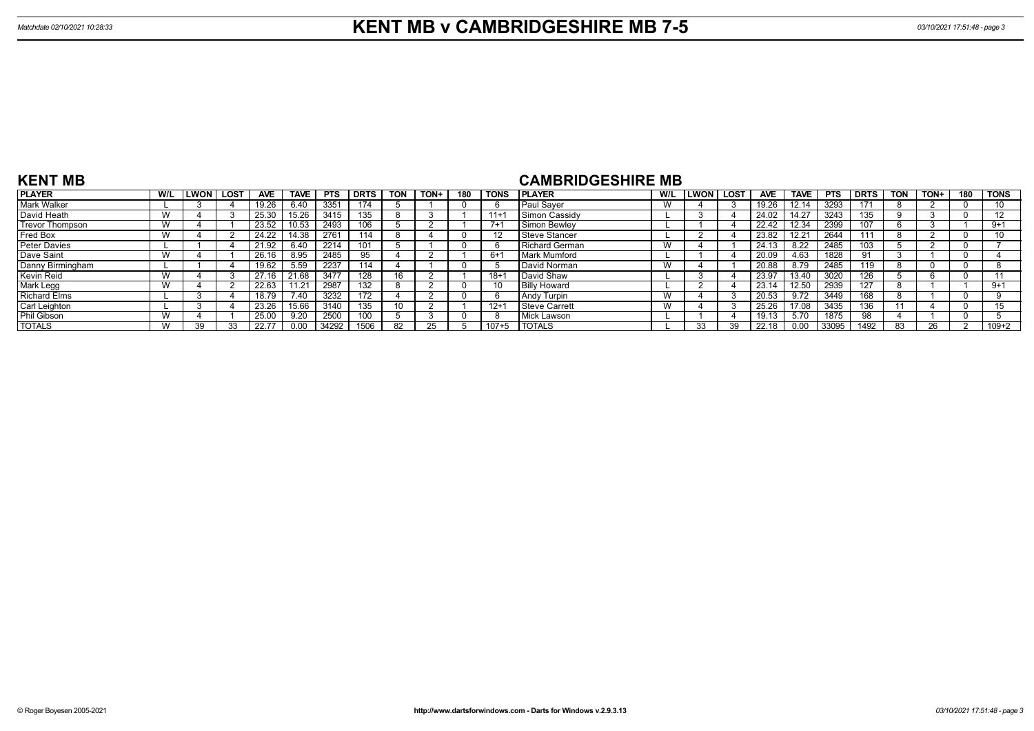# KENT MB v CAMBRIDGESHIRE MB 7-5

Matchdate 02/10/2021 10:28:33

## KENT MB

| PLAYER | W/L | LWON | LOST | AVE | TAVE | PTS | DRTS | TON | TON+ | 180 | TONS |
|---|---|---|---|---|---|---|---|---|---|---|---|
| Mark Walker | L | 3 | 4 | 19.26 | 6.40 | 3351 | 174 | 5 | 1 | 0 | 6 |
| David Heath | W | 4 | 3 | 25.30 | 15.26 | 3415 | 135 | 8 | 3 | 1 | 11+1 |
| Trevor Thompson | W | 4 | 1 | 23.52 | 10.53 | 2493 | 106 | 5 | 2 | 1 | 7+1 |
| Fred Box | W | 4 | 2 | 24.22 | 14.38 | 2761 | 114 | 8 | 4 | 0 | 12 |
| Peter Davies | L | 1 | 4 | 21.92 | 6.40 | 2214 | 101 | 5 | 1 | 0 | 6 |
| Dave Saint | W | 4 | 1 | 26.16 | 8.95 | 2485 | 95 | 4 | 2 | 1 | 6+1 |
| Danny Birmingham | L | 1 | 4 | 19.62 | 5.59 | 2237 | 114 | 4 | 1 | 0 | 5 |
| Kevin Reid | W | 4 | 3 | 27.16 | 21.68 | 3477 | 128 | 16 | 2 | 1 | 18+1 |
| Mark Legg | W | 4 | 2 | 22.63 | 11.21 | 2987 | 132 | 8 | 2 | 0 | 10 |
| Richard Elms | L | 3 | 4 | 18.79 | 7.40 | 3232 | 172 | 4 | 2 | 0 | 6 |
| Carl Leighton | L | 3 | 4 | 23.26 | 15.66 | 3140 | 135 | 10 | 2 | 1 | 12+1 |
| Phil Gibson | W | 4 | 1 | 25.00 | 9.20 | 2500 | 100 | 5 | 3 | 0 | 8 |
| TOTALS | W | 39 | 33 | 22.77 | 0.00 | 34292 | 1506 | 82 | 25 | 5 | 107+5 |

## CAMBRIDGESHIRE MB

| PLAYER | W/L | LWON | LOST | AVE | TAVE | PTS | DRTS | TON | TON+ | 180 | TONS |
|---|---|---|---|---|---|---|---|---|---|---|---|
| Paul Sayer | W | 4 | 3 | 19.26 | 12.14 | 3293 | 171 | 8 | 2 | 0 | 10 |
| Simon Cassidy | L | 3 | 4 | 24.02 | 14.27 | 3243 | 135 | 9 | 3 | 0 | 12 |
| Simon Bewley | L | 1 | 4 | 22.42 | 12.34 | 2399 | 107 | 6 | 3 | 1 | 9+1 |
| Steve Stancer | L | 2 | 4 | 23.82 | 12.21 | 2644 | 111 | 8 | 2 | 0 | 10 |
| Richard German | W | 4 | 1 | 24.13 | 8.22 | 2485 | 103 | 5 | 2 | 0 | 7 |
| Mark Mumford | L | 1 | 4 | 20.09 | 4.63 | 1828 | 91 | 3 | 1 | 0 | 4 |
| David Norman | W | 4 | 1 | 20.88 | 8.79 | 2485 | 119 | 8 | 0 | 0 | 8 |
| David Shaw | L | 3 | 4 | 23.97 | 13.40 | 3020 | 126 | 5 | 6 | 0 | 11 |
| Billy Howard | L | 2 | 4 | 23.14 | 12.50 | 2939 | 127 | 8 | 1 | 1 | 9+1 |
| Andy Turpin | W | 4 | 3 | 20.53 | 9.72 | 3449 | 168 | 8 | 1 | 0 | 9 |
| Steve Carrett | W | 4 | 3 | 25.26 | 17.08 | 3435 | 136 | 11 | 4 | 0 | 15 |
| Mick Lawson | L | 1 | 4 | 19.13 | 5.70 | 1875 | 98 | 4 | 1 | 0 | 5 |
| TOTALS | L | 33 | 39 | 22.18 | 0.00 | 33095 | 1492 | 83 | 26 | 2 | 109+2 |